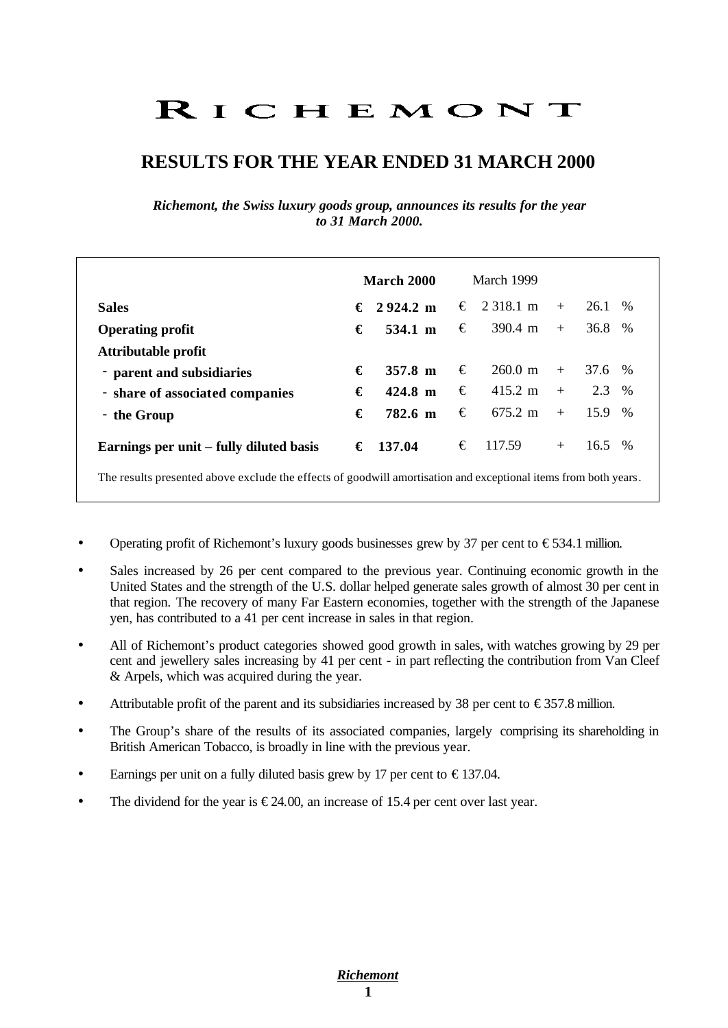# RICHEMONT

## RESULTS FOR THE YEAR ENDED 31 MARCH 2000

***Richemont, the Swiss luxury goods group, announces its results for the year to 31 March 2000.***

| | March 2000 | March 1999 | |
|---|---|---|---|
| **Sales** | **€ 2 924.2 m** | € 2 318.1 m | + 26.1 % |
| **Operating profit** | **€ 534.1 m** | € 390.4 m | + 36.8 % |
| **Attributable profit** | | | |
| **- parent and subsidiaries** | **€ 357.8 m** | € 260.0 m | + 37.6 % |
| **- share of associated companies** | **€ 424.8 m** | € 415.2 m | + 2.3 % |
| **- the Group** | **€ 782.6 m** | € 675.2 m | + 15.9 % |
| **Earnings per unit – fully diluted basis** | **€ 137.04** | € 117.59 | + 16.5 % |

The results presented above exclude the effects of goodwill amortisation and exceptional items from both years.

- Operating profit of Richemont's luxury goods businesses grew by 37 per cent to € 534.1 million.
- Sales increased by 26 per cent compared to the previous year. Continuing economic growth in the United States and the strength of the U.S. dollar helped generate sales growth of almost 30 per cent in that region. The recovery of many Far Eastern economies, together with the strength of the Japanese yen, has contributed to a 41 per cent increase in sales in that region.
- All of Richemont's product categories showed good growth in sales, with watches growing by 29 per cent and jewellery sales increasing by 41 per cent - in part reflecting the contribution from Van Cleef & Arpels, which was acquired during the year.
- Attributable profit of the parent and its subsidiaries increased by 38 per cent to € 357.8 million.
- The Group's share of the results of its associated companies, largely comprising its shareholding in British American Tobacco, is broadly in line with the previous year.
- Earnings per unit on a fully diluted basis grew by 17 per cent to € 137.04.
- The dividend for the year is € 24.00, an increase of 15.4 per cent over last year.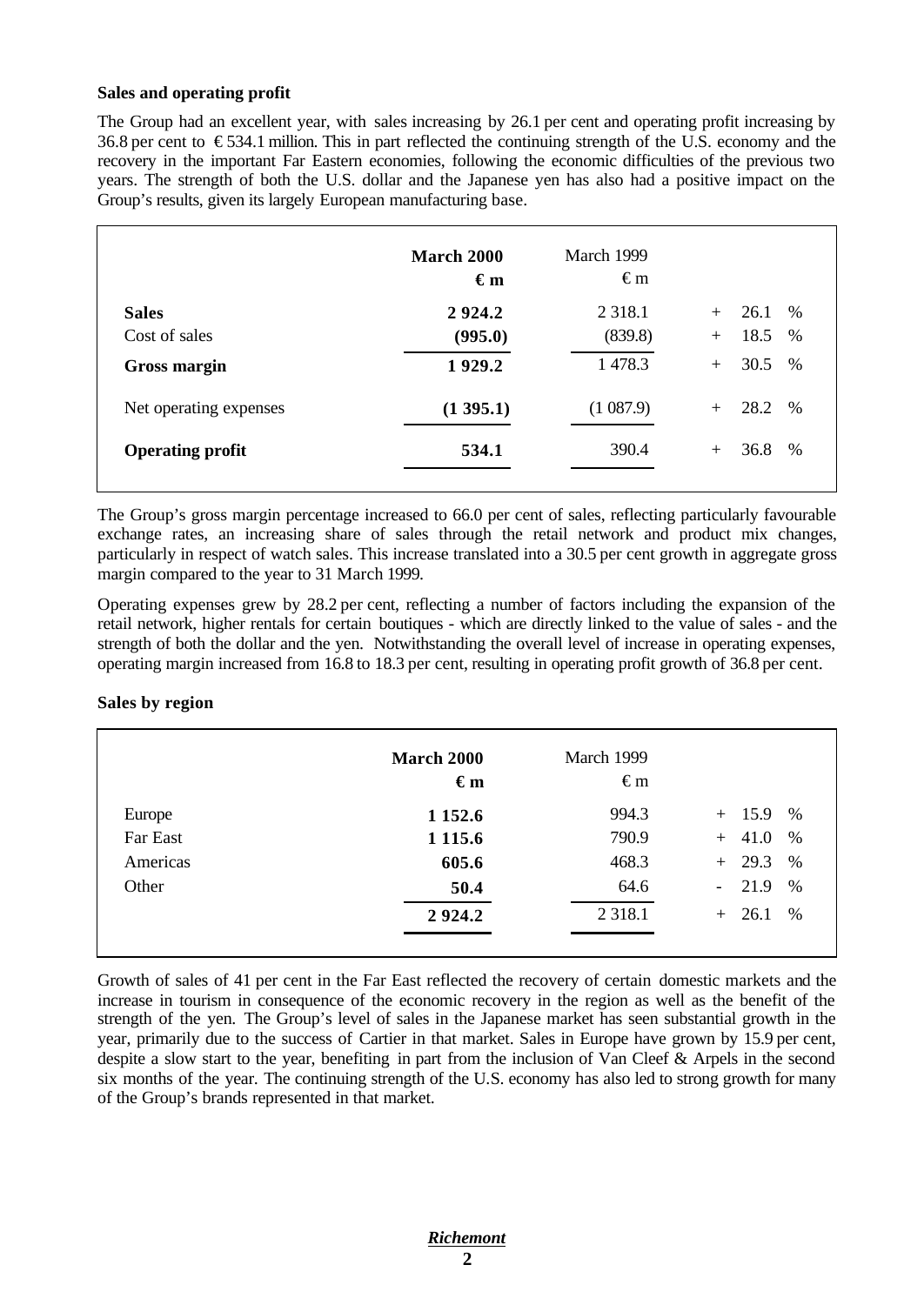**Sales and operating profit**

The Group had an excellent year, with sales increasing by 26.1 per cent and operating profit increasing by 36.8 per cent to € 534.1 million. This in part reflected the continuing strength of the U.S. economy and the recovery in the important Far Eastern economies, following the economic difficulties of the previous two years. The strength of both the U.S. dollar and the Japanese yen has also had a positive impact on the Group's results, given its largely European manufacturing base.

| | **March 2000** **€ m** | March 1999 € m | |
|---|---|---|---|
| **Sales** | **2 924.2** | 2 318.1 | + 26.1 % |
| Cost of sales | **(995.0)** | (839.8) | + 18.5 % |
| **Gross margin** | **1 929.2** | 1 478.3 | + 30.5 % |
| Net operating expenses | **(1 395.1)** | (1 087.9) | + 28.2 % |
| **Operating profit** | **534.1** | 390.4 | + 36.8 % |

The Group's gross margin percentage increased to 66.0 per cent of sales, reflecting particularly favourable exchange rates, an increasing share of sales through the retail network and product mix changes, particularly in respect of watch sales. This increase translated into a 30.5 per cent growth in aggregate gross margin compared to the year to 31 March 1999.

Operating expenses grew by 28.2 per cent, reflecting a number of factors including the expansion of the retail network, higher rentals for certain boutiques - which are directly linked to the value of sales - and the strength of both the dollar and the yen. Notwithstanding the overall level of increase in operating expenses, operating margin increased from 16.8 to 18.3 per cent, resulting in operating profit growth of 36.8 per cent.

**Sales by region**

| | **March 2000** **€ m** | March 1999 € m | |
|---|---|---|---|
| Europe | **1 152.6** | 994.3 | + 15.9 % |
| Far East | **1 115.6** | 790.9 | + 41.0 % |
| Americas | **605.6** | 468.3 | + 29.3 % |
| Other | **50.4** | 64.6 | - 21.9 % |
| | **2 924.2** | 2 318.1 | + 26.1 % |

Growth of sales of 41 per cent in the Far East reflected the recovery of certain domestic markets and the increase in tourism in consequence of the economic recovery in the region as well as the benefit of the strength of the yen. The Group's level of sales in the Japanese market has seen substantial growth in the year, primarily due to the success of Cartier in that market. Sales in Europe have grown by 15.9 per cent, despite a slow start to the year, benefiting in part from the inclusion of Van Cleef & Arpels in the second six months of the year. The continuing strength of the U.S. economy has also led to strong growth for many of the Group's brands represented in that market.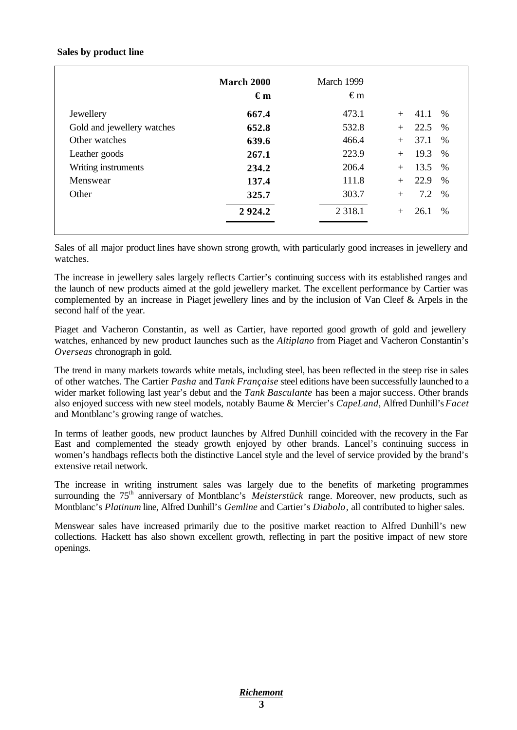**Sales by product line**

| | **March 2000 € m** | March 1999 € m | |
|---|---|---|---|
| Jewellery | **667.4** | 473.1 | + 41.1 % |
| Gold and jewellery watches | **652.8** | 532.8 | + 22.5 % |
| Other watches | **639.6** | 466.4 | + 37.1 % |
| Leather goods | **267.1** | 223.9 | + 19.3 % |
| Writing instruments | **234.2** | 206.4 | + 13.5 % |
| Menswear | **137.4** | 111.8 | + 22.9 % |
| Other | **325.7** | 303.7 | + 7.2 % |
| | **2 924.2** | 2 318.1 | + 26.1 % |

Sales of all major product lines have shown strong growth, with particularly good increases in jewellery and watches.

The increase in jewellery sales largely reflects Cartier's continuing success with its established ranges and the launch of new products aimed at the gold jewellery market. The excellent performance by Cartier was complemented by an increase in Piaget jewellery lines and by the inclusion of Van Cleef & Arpels in the second half of the year.

Piaget and Vacheron Constantin, as well as Cartier, have reported good growth of gold and jewellery watches, enhanced by new product launches such as the *Altiplano* from Piaget and Vacheron Constantin's *Overseas* chronograph in gold.

The trend in many markets towards white metals, including steel, has been reflected in the steep rise in sales of other watches. The Cartier *Pasha* and *Tank Française* steel editions have been successfully launched to a wider market following last year's debut and the *Tank Basculante* has been a major success. Other brands also enjoyed success with new steel models, notably Baume & Mercier's *CapeLand*, Alfred Dunhill's *Facet* and Montblanc's growing range of watches.

In terms of leather goods, new product launches by Alfred Dunhill coincided with the recovery in the Far East and complemented the steady growth enjoyed by other brands. Lancel's continuing success in women's handbags reflects both the distinctive Lancel style and the level of service provided by the brand's extensive retail network.

The increase in writing instrument sales was largely due to the benefits of marketing programmes surrounding the 75th anniversary of Montblanc's *Meisterstück* range. Moreover, new products, such as Montblanc's *Platinum* line, Alfred Dunhill's *Gemline* and Cartier's *Diabolo*, all contributed to higher sales.

Menswear sales have increased primarily due to the positive market reaction to Alfred Dunhill's new collections. Hackett has also shown excellent growth, reflecting in part the positive impact of new store openings.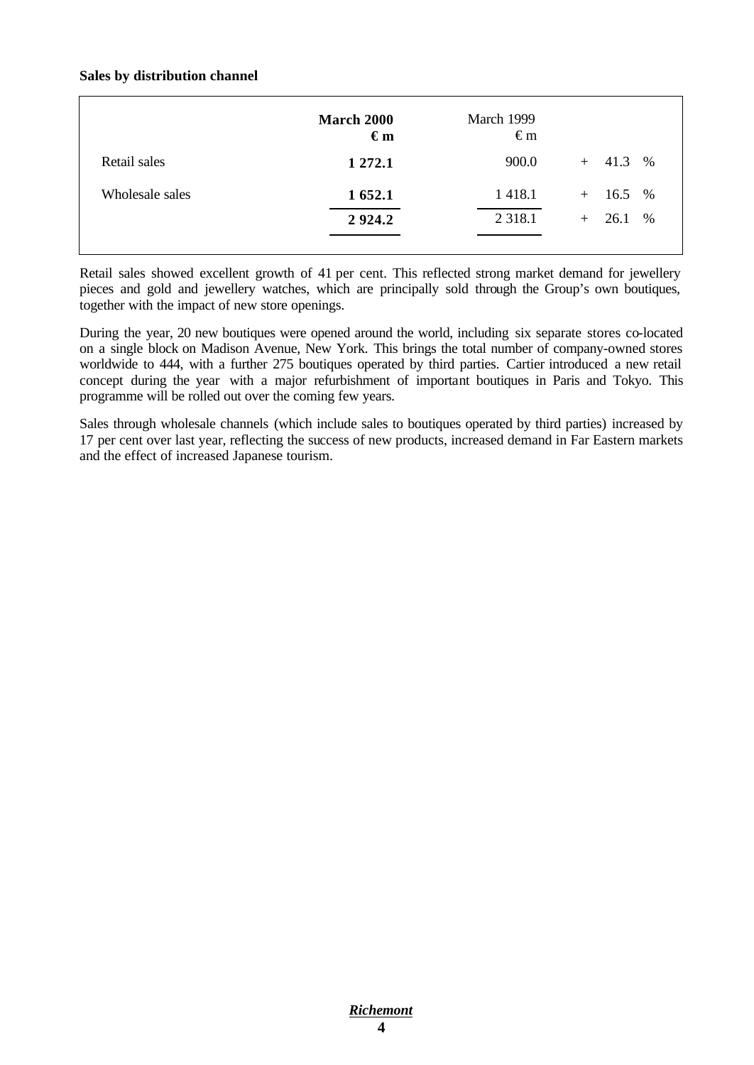**Sales by distribution channel**

| | **March 2000 € m** | March 1999 € m | |
|---|---|---|---|
| Retail sales | **1 272.1** | 900.0 | + 41.3 % |
| Wholesale sales | **1 652.1** | 1 418.1 | + 16.5 % |
| | **2 924.2** | 2 318.1 | + 26.1 % |

Retail sales showed excellent growth of 41 per cent. This reflected strong market demand for jewellery pieces and gold and jewellery watches, which are principally sold through the Group's own boutiques, together with the impact of new store openings.

During the year, 20 new boutiques were opened around the world, including six separate stores co-located on a single block on Madison Avenue, New York. This brings the total number of company-owned stores worldwide to 444, with a further 275 boutiques operated by third parties. Cartier introduced a new retail concept during the year with a major refurbishment of important boutiques in Paris and Tokyo. This programme will be rolled out over the coming few years.

Sales through wholesale channels (which include sales to boutiques operated by third parties) increased by 17 per cent over last year, reflecting the success of new products, increased demand in Far Eastern markets and the effect of increased Japanese tourism.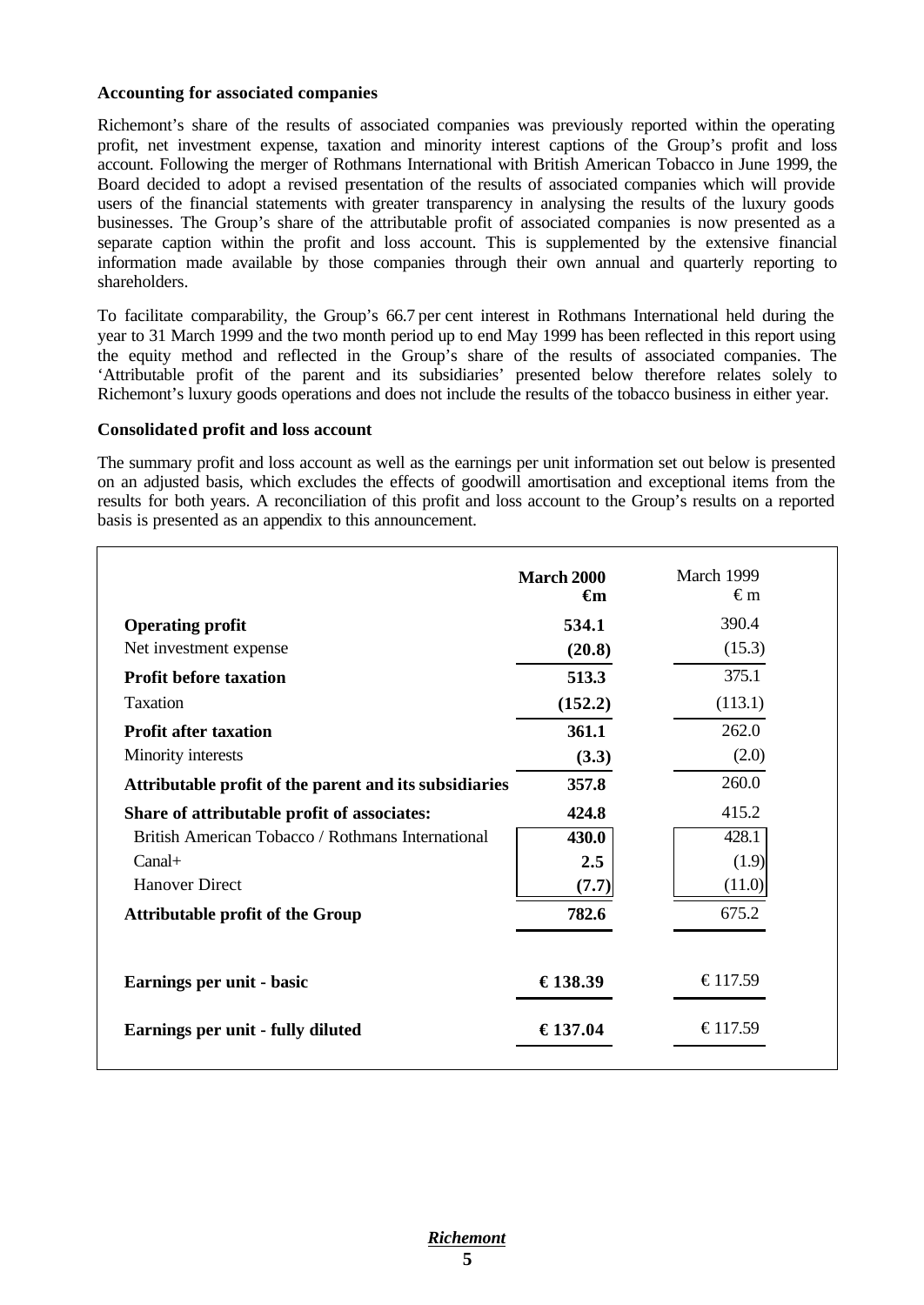### Accounting for associated companies

Richemont's share of the results of associated companies was previously reported within the operating profit, net investment expense, taxation and minority interest captions of the Group's profit and loss account. Following the merger of Rothmans International with British American Tobacco in June 1999, the Board decided to adopt a revised presentation of the results of associated companies which will provide users of the financial statements with greater transparency in analysing the results of the luxury goods businesses. The Group's share of the attributable profit of associated companies is now presented as a separate caption within the profit and loss account. This is supplemented by the extensive financial information made available by those companies through their own annual and quarterly reporting to shareholders.

To facilitate comparability, the Group's 66.7 per cent interest in Rothmans International held during the year to 31 March 1999 and the two month period up to end May 1999 has been reflected in this report using the equity method and reflected in the Group's share of the results of associated companies. The 'Attributable profit of the parent and its subsidiaries' presented below therefore relates solely to Richemont's luxury goods operations and does not include the results of the tobacco business in either year.

### Consolidated profit and loss account

The summary profit and loss account as well as the earnings per unit information set out below is presented on an adjusted basis, which excludes the effects of goodwill amortisation and exceptional items from the results for both years. A reconciliation of this profit and loss account to the Group's results on a reported basis is presented as an appendix to this announcement.

| | **March 2000 €m** | March 1999 € m |
|---|---|---|
| **Operating profit** | **534.1** | 390.4 |
| Net investment expense | **(20.8)** | (15.3) |
| **Profit before taxation** | **513.3** | 375.1 |
| Taxation | **(152.2)** | (113.1) |
| **Profit after taxation** | **361.1** | 262.0 |
| Minority interests | **(3.3)** | (2.0) |
| **Attributable profit of the parent and its subsidiaries** | **357.8** | 260.0 |
| **Share of attributable profit of associates:** | **424.8** | 415.2 |
| British American Tobacco / Rothmans International | **430.0** | 428.1 |
| Canal+ | **2.5** | (1.9) |
| Hanover Direct | **(7.7)** | (11.0) |
| **Attributable profit of the Group** | **782.6** | 675.2 |
| **Earnings per unit - basic** | **€ 138.39** | € 117.59 |
| **Earnings per unit - fully diluted** | **€ 137.04** | € 117.59 |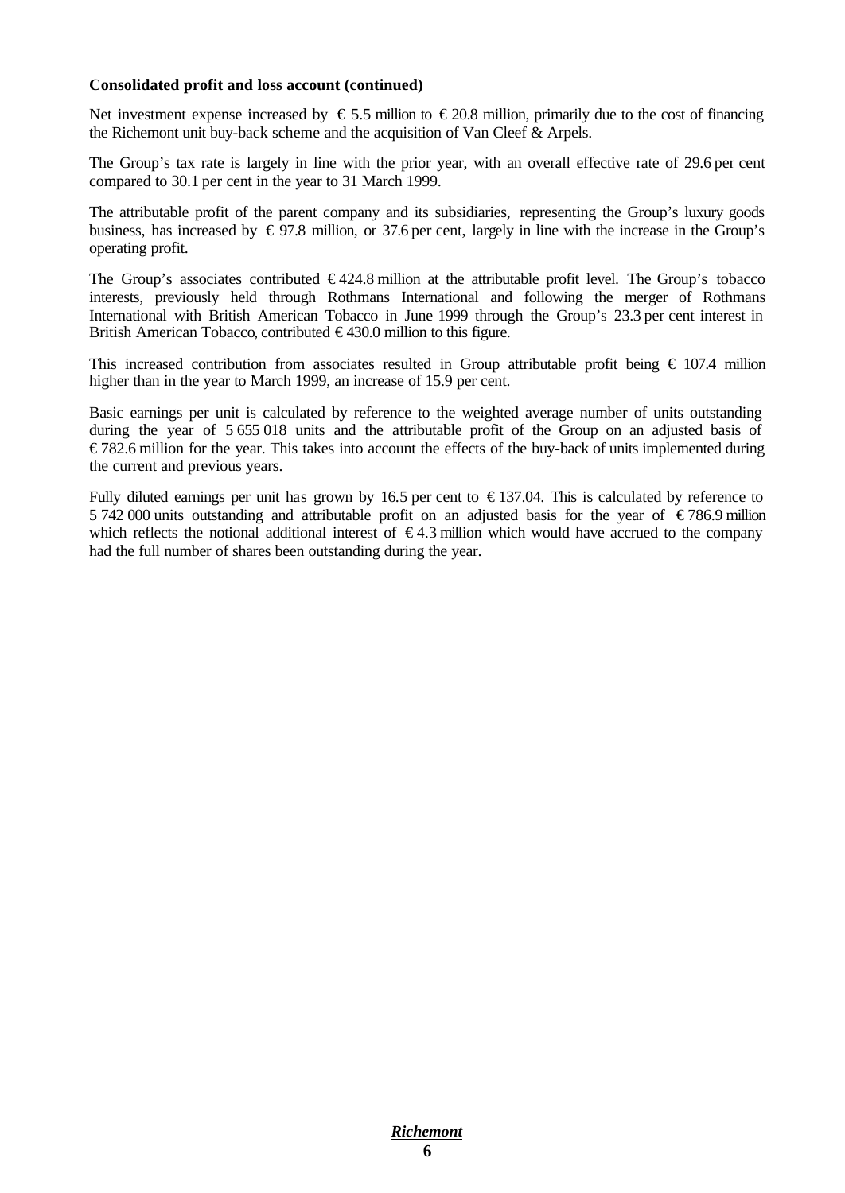**Consolidated profit and loss account (continued)**

Net investment expense increased by € 5.5 million to € 20.8 million, primarily due to the cost of financing the Richemont unit buy-back scheme and the acquisition of Van Cleef & Arpels.

The Group's tax rate is largely in line with the prior year, with an overall effective rate of 29.6 per cent compared to 30.1 per cent in the year to 31 March 1999.

The attributable profit of the parent company and its subsidiaries, representing the Group's luxury goods business, has increased by € 97.8 million, or 37.6 per cent, largely in line with the increase in the Group's operating profit.

The Group's associates contributed € 424.8 million at the attributable profit level. The Group's tobacco interests, previously held through Rothmans International and following the merger of Rothmans International with British American Tobacco in June 1999 through the Group's 23.3 per cent interest in British American Tobacco, contributed € 430.0 million to this figure.

This increased contribution from associates resulted in Group attributable profit being € 107.4 million higher than in the year to March 1999, an increase of 15.9 per cent.

Basic earnings per unit is calculated by reference to the weighted average number of units outstanding during the year of 5 655 018 units and the attributable profit of the Group on an adjusted basis of € 782.6 million for the year. This takes into account the effects of the buy-back of units implemented during the current and previous years.

Fully diluted earnings per unit has grown by 16.5 per cent to € 137.04. This is calculated by reference to 5 742 000 units outstanding and attributable profit on an adjusted basis for the year of € 786.9 million which reflects the notional additional interest of € 4.3 million which would have accrued to the company had the full number of shares been outstanding during the year.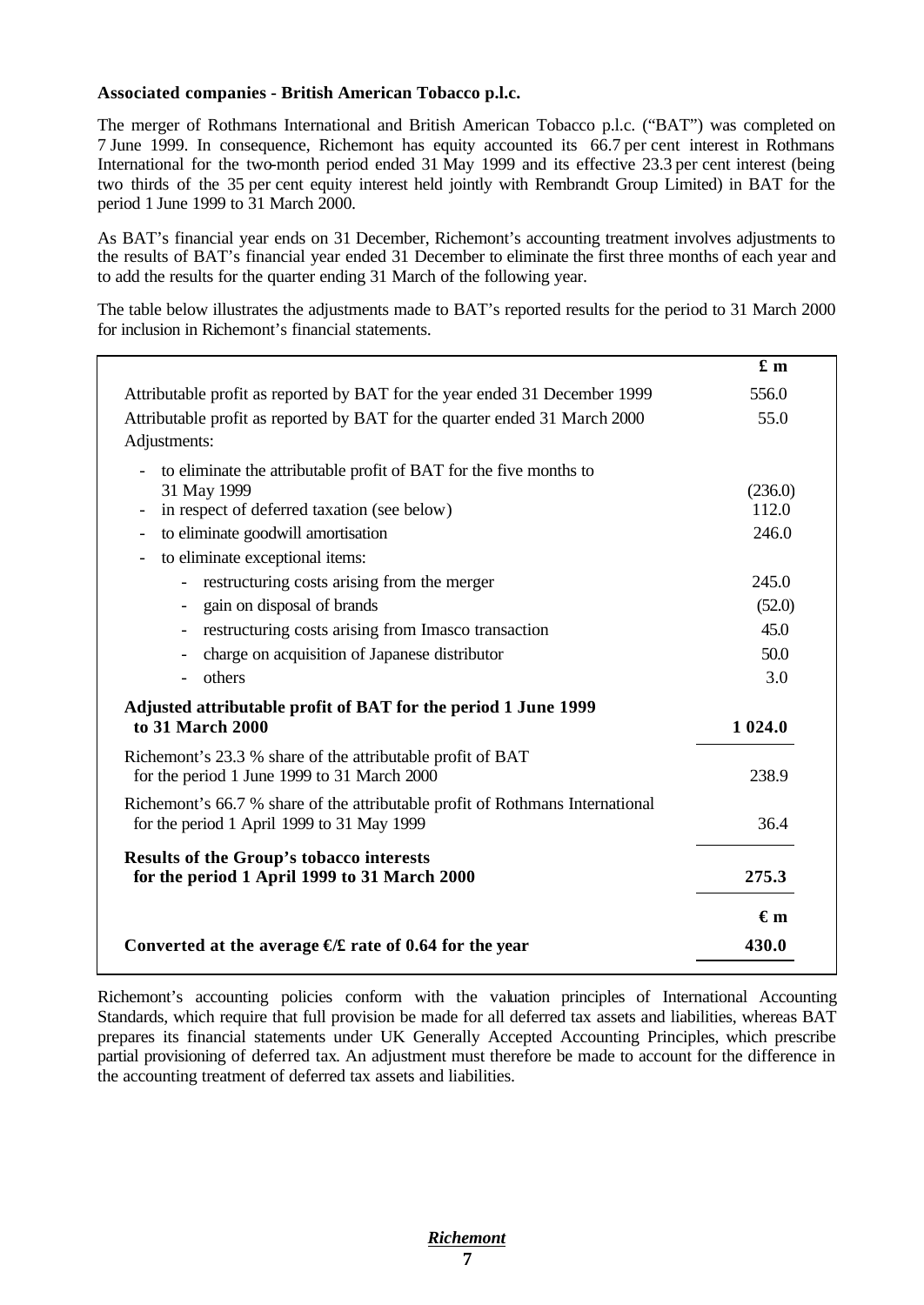**Associated companies - British American Tobacco p.l.c.**

The merger of Rothmans International and British American Tobacco p.l.c. ("BAT") was completed on 7 June 1999. In consequence, Richemont has equity accounted its 66.7 per cent interest in Rothmans International for the two-month period ended 31 May 1999 and its effective 23.3 per cent interest (being two thirds of the 35 per cent equity interest held jointly with Rembrandt Group Limited) in BAT for the period 1 June 1999 to 31 March 2000.

As BAT's financial year ends on 31 December, Richemont's accounting treatment involves adjustments to the results of BAT's financial year ended 31 December to eliminate the first three months of each year and to add the results for the quarter ending 31 March of the following year.

The table below illustrates the adjustments made to BAT's reported results for the period to 31 March 2000 for inclusion in Richemont's financial statements.

| | £ m |
|---|---|
| Attributable profit as reported by BAT for the year ended 31 December 1999 | 556.0 |
| Attributable profit as reported by BAT for the quarter ended 31 March 2000 | 55.0 |
| Adjustments: | |
| - to eliminate the attributable profit of BAT for the five months to 31 May 1999 | (236.0) |
| - in respect of deferred taxation (see below) | 112.0 |
| - to eliminate goodwill amortisation | 246.0 |
| - to eliminate exceptional items: | |
| &nbsp;&nbsp;&nbsp;&nbsp;- restructuring costs arising from the merger | 245.0 |
| &nbsp;&nbsp;&nbsp;&nbsp;- gain on disposal of brands | (52.0) |
| &nbsp;&nbsp;&nbsp;&nbsp;- restructuring costs arising from Imasco transaction | 45.0 |
| &nbsp;&nbsp;&nbsp;&nbsp;- charge on acquisition of Japanese distributor | 50.0 |
| &nbsp;&nbsp;&nbsp;&nbsp;- others | 3.0 |
| **Adjusted attributable profit of BAT for the period 1 June 1999 to 31 March 2000** | **1 024.0** |
| Richemont's 23.3 % share of the attributable profit of BAT for the period 1 June 1999 to 31 March 2000 | 238.9 |
| Richemont's 66.7 % share of the attributable profit of Rothmans International for the period 1 April 1999 to 31 May 1999 | 36.4 |
| **Results of the Group's tobacco interests for the period 1 April 1999 to 31 March 2000** | **275.3** |
| | **€ m** |
| **Converted at the average €/£ rate of 0.64 for the year** | **430.0** |

Richemont's accounting policies conform with the valuation principles of International Accounting Standards, which require that full provision be made for all deferred tax assets and liabilities, whereas BAT prepares its financial statements under UK Generally Accepted Accounting Principles, which prescribe partial provisioning of deferred tax. An adjustment must therefore be made to account for the difference in the accounting treatment of deferred tax assets and liabilities.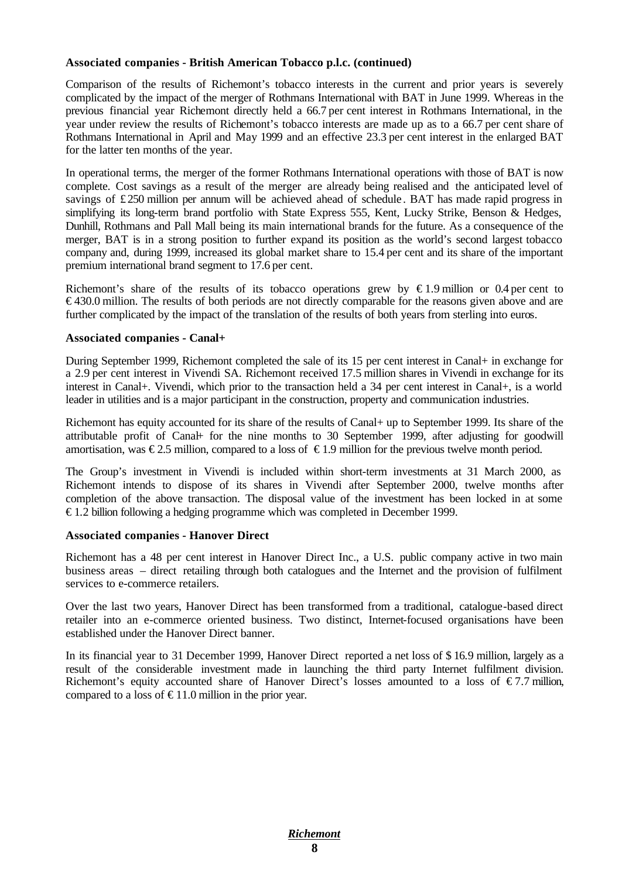### Associated companies - British American Tobacco p.l.c. (continued)

Comparison of the results of Richemont's tobacco interests in the current and prior years is severely complicated by the impact of the merger of Rothmans International with BAT in June 1999. Whereas in the previous financial year Richemont directly held a 66.7 per cent interest in Rothmans International, in the year under review the results of Richemont's tobacco interests are made up as to a 66.7 per cent share of Rothmans International in April and May 1999 and an effective 23.3 per cent interest in the enlarged BAT for the latter ten months of the year.

In operational terms, the merger of the former Rothmans International operations with those of BAT is now complete. Cost savings as a result of the merger are already being realised and the anticipated level of savings of £250 million per annum will be achieved ahead of schedule. BAT has made rapid progress in simplifying its long-term brand portfolio with State Express 555, Kent, Lucky Strike, Benson & Hedges, Dunhill, Rothmans and Pall Mall being its main international brands for the future. As a consequence of the merger, BAT is in a strong position to further expand its position as the world's second largest tobacco company and, during 1999, increased its global market share to 15.4 per cent and its share of the important premium international brand segment to 17.6 per cent.

Richemont's share of the results of its tobacco operations grew by €1.9 million or 0.4 per cent to €430.0 million. The results of both periods are not directly comparable for the reasons given above and are further complicated by the impact of the translation of the results of both years from sterling into euros.

### Associated companies - Canal+

During September 1999, Richemont completed the sale of its 15 per cent interest in Canal+ in exchange for a 2.9 per cent interest in Vivendi SA. Richemont received 17.5 million shares in Vivendi in exchange for its interest in Canal+. Vivendi, which prior to the transaction held a 34 per cent interest in Canal+, is a world leader in utilities and is a major participant in the construction, property and communication industries.

Richemont has equity accounted for its share of the results of Canal+ up to September 1999. Its share of the attributable profit of Canal+ for the nine months to 30 September 1999, after adjusting for goodwill amortisation, was €2.5 million, compared to a loss of €1.9 million for the previous twelve month period.

The Group's investment in Vivendi is included within short-term investments at 31 March 2000, as Richemont intends to dispose of its shares in Vivendi after September 2000, twelve months after completion of the above transaction. The disposal value of the investment has been locked in at some €1.2 billion following a hedging programme which was completed in December 1999.

### Associated companies - Hanover Direct

Richemont has a 48 per cent interest in Hanover Direct Inc., a U.S. public company active in two main business areas – direct retailing through both catalogues and the Internet and the provision of fulfilment services to e-commerce retailers.

Over the last two years, Hanover Direct has been transformed from a traditional, catalogue-based direct retailer into an e-commerce oriented business. Two distinct, Internet-focused organisations have been established under the Hanover Direct banner.

In its financial year to 31 December 1999, Hanover Direct reported a net loss of $16.9 million, largely as a result of the considerable investment made in launching the third party Internet fulfilment division. Richemont's equity accounted share of Hanover Direct's losses amounted to a loss of €7.7 million, compared to a loss of €11.0 million in the prior year.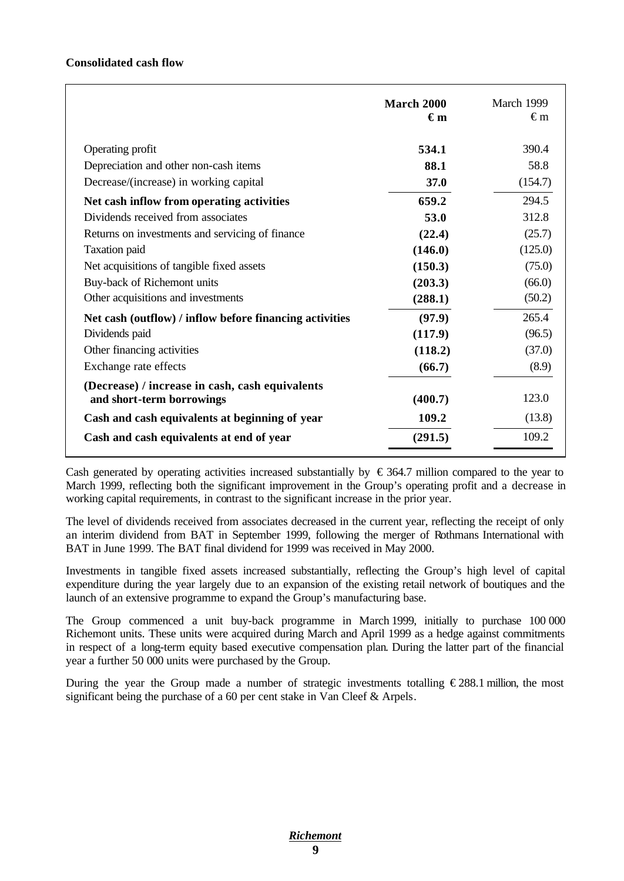**Consolidated cash flow**

| | **March 2000** **€ m** | March 1999 € m |
|---|---|---|
| Operating profit | **534.1** | 390.4 |
| Depreciation and other non-cash items | **88.1** | 58.8 |
| Decrease/(increase) in working capital | **37.0** | (154.7) |
| **Net cash inflow from operating activities** | **659.2** | 294.5 |
| Dividends received from associates | **53.0** | 312.8 |
| Returns on investments and servicing of finance | **(22.4)** | (25.7) |
| Taxation paid | **(146.0)** | (125.0) |
| Net acquisitions of tangible fixed assets | **(150.3)** | (75.0) |
| Buy-back of Richemont units | **(203.3)** | (66.0) |
| Other acquisitions and investments | **(288.1)** | (50.2) |
| **Net cash (outflow) / inflow before financing activities** | **(97.9)** | 265.4 |
| Dividends paid | **(117.9)** | (96.5) |
| Other financing activities | **(118.2)** | (37.0) |
| Exchange rate effects | **(66.7)** | (8.9) |
| **(Decrease) / increase in cash, cash equivalents and short-term borrowings** | **(400.7)** | 123.0 |
| **Cash and cash equivalents at beginning of year** | **109.2** | (13.8) |
| **Cash and cash equivalents at end of year** | **(291.5)** | 109.2 |

Cash generated by operating activities increased substantially by € 364.7 million compared to the year to March 1999, reflecting both the significant improvement in the Group's operating profit and a decrease in working capital requirements, in contrast to the significant increase in the prior year.

The level of dividends received from associates decreased in the current year, reflecting the receipt of only an interim dividend from BAT in September 1999, following the merger of Rothmans International with BAT in June 1999. The BAT final dividend for 1999 was received in May 2000.

Investments in tangible fixed assets increased substantially, reflecting the Group's high level of capital expenditure during the year largely due to an expansion of the existing retail network of boutiques and the launch of an extensive programme to expand the Group's manufacturing base.

The Group commenced a unit buy-back programme in March 1999, initially to purchase 100 000 Richemont units. These units were acquired during March and April 1999 as a hedge against commitments in respect of a long-term equity based executive compensation plan. During the latter part of the financial year a further 50 000 units were purchased by the Group.

During the year the Group made a number of strategic investments totalling € 288.1 million, the most significant being the purchase of a 60 per cent stake in Van Cleef & Arpels.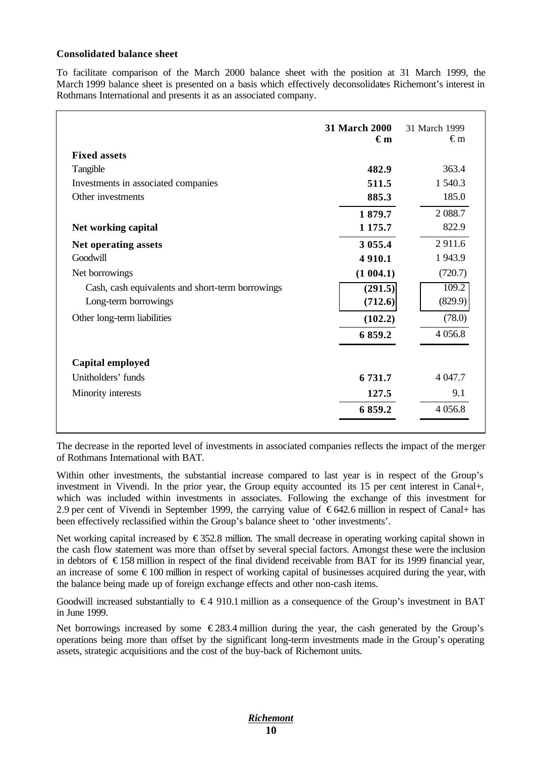**Consolidated balance sheet**

To facilitate comparison of the March 2000 balance sheet with the position at 31 March 1999, the March 1999 balance sheet is presented on a basis which effectively deconsolidates Richemont's interest in Rothmans International and presents it as an associated company.

| | **31 March 2000 €m** | 31 March 1999 €m |
|---|---|---|
| **Fixed assets** | | |
| Tangible | **482.9** | 363.4 |
| Investments in associated companies | **511.5** | 1 540.3 |
| Other investments | **885.3** | 185.0 |
| | **1 879.7** | 2 088.7 |
| **Net working capital** | **1 175.7** | 822.9 |
| **Net operating assets** | **3 055.4** | 2 911.6 |
| Goodwill | **4 910.1** | 1 943.9 |
| Net borrowings | **(1 004.1)** | (720.7) |
| Cash, cash equivalents and short-term borrowings | **(291.5)** | 109.2 |
| Long-term borrowings | **(712.6)** | (829.9) |
| Other long-term liabilities | **(102.2)** | (78.0) |
| | **6 859.2** | 4 056.8 |
| **Capital employed** | | |
| Unitholders' funds | **6 731.7** | 4 047.7 |
| Minority interests | **127.5** | 9.1 |
| | **6 859.2** | 4 056.8 |

The decrease in the reported level of investments in associated companies reflects the impact of the merger of Rothmans International with BAT.

Within other investments, the substantial increase compared to last year is in respect of the Group's investment in Vivendi. In the prior year, the Group equity accounted its 15 per cent interest in Canal+, which was included within investments in associates. Following the exchange of this investment for 2.9 per cent of Vivendi in September 1999, the carrying value of €642.6 million in respect of Canal+ has been effectively reclassified within the Group's balance sheet to 'other investments'.

Net working capital increased by €352.8 million. The small decrease in operating working capital shown in the cash flow statement was more than offset by several special factors. Amongst these were the inclusion in debtors of €158 million in respect of the final dividend receivable from BAT for its 1999 financial year, an increase of some €100 million in respect of working capital of businesses acquired during the year, with the balance being made up of foreign exchange effects and other non-cash items.

Goodwill increased substantially to €4 910.1 million as a consequence of the Group's investment in BAT in June 1999.

Net borrowings increased by some €283.4 million during the year, the cash generated by the Group's operations being more than offset by the significant long-term investments made in the Group's operating assets, strategic acquisitions and the cost of the buy-back of Richemont units.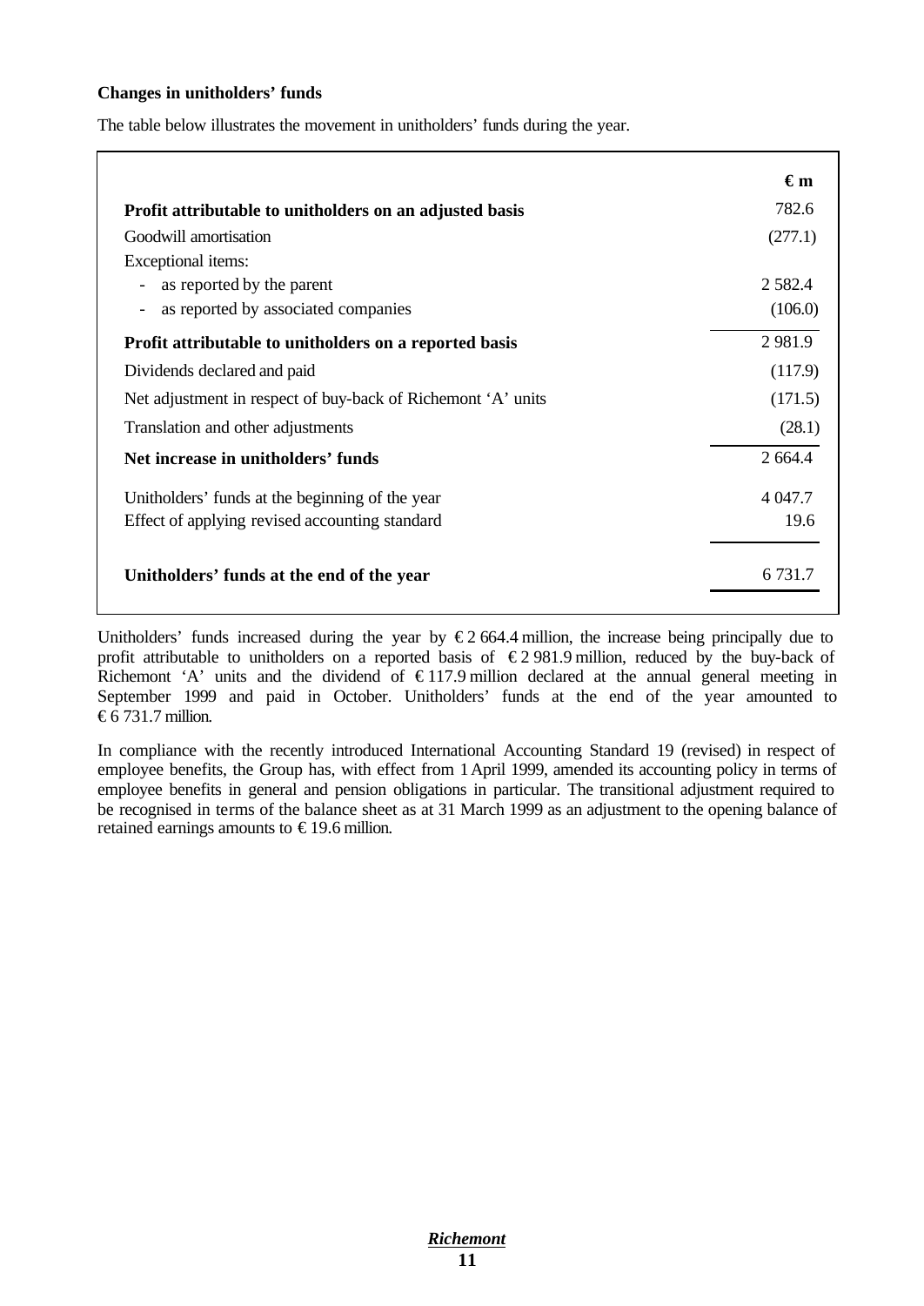**Changes in unitholders' funds**

The table below illustrates the movement in unitholders' funds during the year.

| | € m |
|---|---|
| **Profit attributable to unitholders on an adjusted basis** | 782.6 |
| Goodwill amortisation | (277.1) |
| Exceptional items: | |
| - as reported by the parent | 2 582.4 |
| - as reported by associated companies | (106.0) |
| **Profit attributable to unitholders on a reported basis** | 2 981.9 |
| Dividends declared and paid | (117.9) |
| Net adjustment in respect of buy-back of Richemont 'A' units | (171.5) |
| Translation and other adjustments | (28.1) |
| **Net increase in unitholders' funds** | 2 664.4 |
| Unitholders' funds at the beginning of the year | 4 047.7 |
| Effect of applying revised accounting standard | 19.6 |
| **Unitholders' funds at the end of the year** | 6 731.7 |

Unitholders' funds increased during the year by € 2 664.4 million, the increase being principally due to profit attributable to unitholders on a reported basis of € 2 981.9 million, reduced by the buy-back of Richemont 'A' units and the dividend of € 117.9 million declared at the annual general meeting in September 1999 and paid in October. Unitholders' funds at the end of the year amounted to € 6 731.7 million.

In compliance with the recently introduced International Accounting Standard 19 (revised) in respect of employee benefits, the Group has, with effect from 1 April 1999, amended its accounting policy in terms of employee benefits in general and pension obligations in particular. The transitional adjustment required to be recognised in terms of the balance sheet as at 31 March 1999 as an adjustment to the opening balance of retained earnings amounts to € 19.6 million.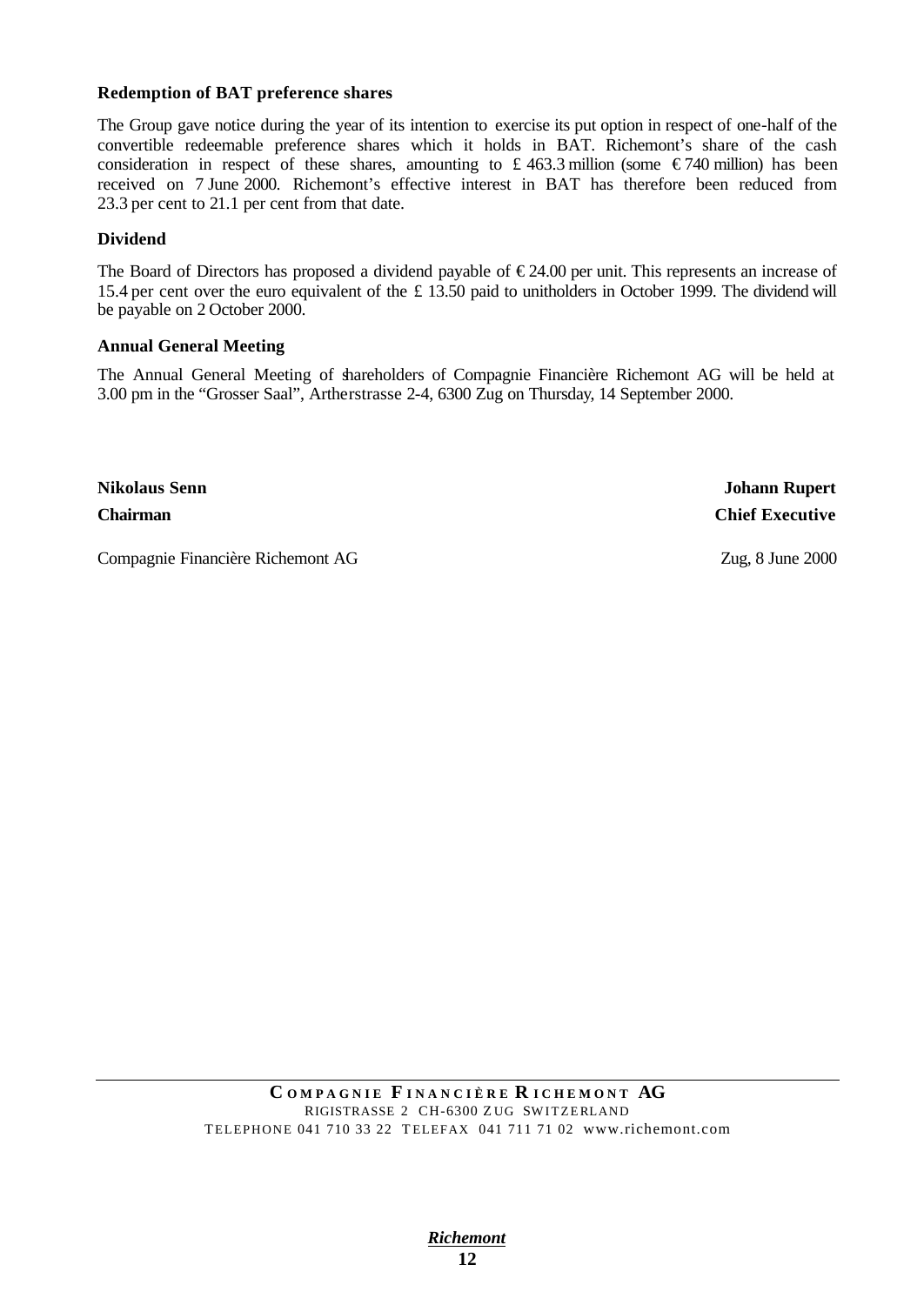### Redemption of BAT preference shares

The Group gave notice during the year of its intention to exercise its put option in respect of one-half of the convertible redeemable preference shares which it holds in BAT. Richemont's share of the cash consideration in respect of these shares, amounting to £ 463.3 million (some € 740 million) has been received on 7 June 2000. Richemont's effective interest in BAT has therefore been reduced from 23.3 per cent to 21.1 per cent from that date.

### Dividend

The Board of Directors has proposed a dividend payable of € 24.00 per unit. This represents an increase of 15.4 per cent over the euro equivalent of the £ 13.50 paid to unitholders in October 1999. The dividend will be payable on 2 October 2000.

### Annual General Meeting

The Annual General Meeting of shareholders of Compagnie Financière Richemont AG will be held at 3.00 pm in the "Grosser Saal", Artherstrasse 2-4, 6300 Zug on Thursday, 14 September 2000.

**Nikolaus Senn**
**Chairman**

**Johann Rupert**
**Chief Executive**

Compagnie Financière Richemont AG

Zug, 8 June 2000

**COMPAGNIE FINANCIÈRE RICHEMONT AG**
RIGISTRASSE 2 CH-6300 ZUG SWITZERLAND
TELEPHONE 041 710 33 22 TELEFAX 041 711 71 02 www.richemont.com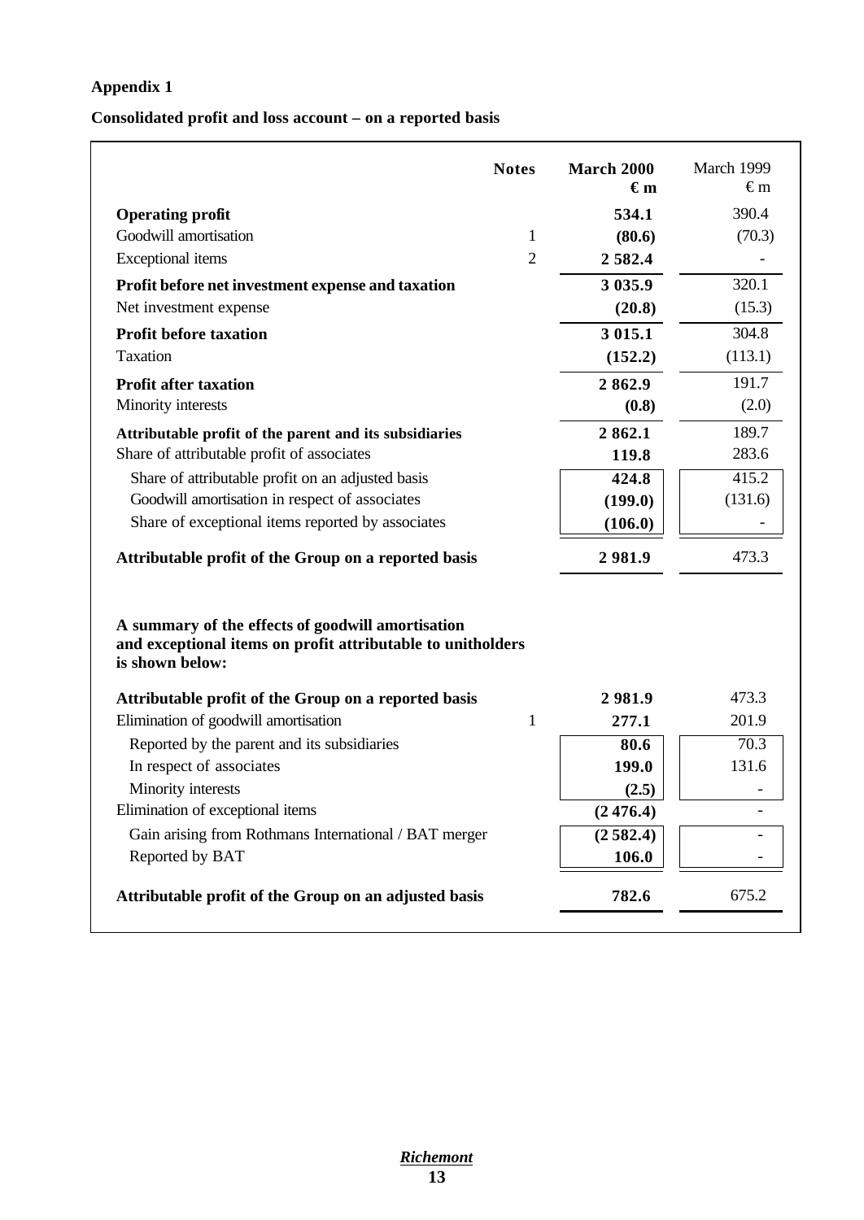**Appendix 1**

**Consolidated profit and loss account – on a reported basis**

| | Notes | **March 2000 €m** | March 1999 €m |
|---|---|---|---|
| **Operating profit** | | **534.1** | 390.4 |
| Goodwill amortisation | 1 | **(80.6)** | (70.3) |
| Exceptional items | 2 | **2 582.4** | - |
| **Profit before net investment expense and taxation** | | **3 035.9** | 320.1 |
| Net investment expense | | **(20.8)** | (15.3) |
| **Profit before taxation** | | **3 015.1** | 304.8 |
| Taxation | | **(152.2)** | (113.1) |
| **Profit after taxation** | | **2 862.9** | 191.7 |
| Minority interests | | **(0.8)** | (2.0) |
| **Attributable profit of the parent and its subsidiaries** | | **2 862.1** | 189.7 |
| Share of attributable profit of associates | | **119.8** | 283.6 |
| Share of attributable profit on an adjusted basis | | **424.8** | 415.2 |
| Goodwill amortisation in respect of associates | | **(199.0)** | (131.6) |
| Share of exceptional items reported by associates | | **(106.0)** | - |
| **Attributable profit of the Group on a reported basis** | | **2 981.9** | 473.3 |

**A summary of the effects of goodwill amortisation and exceptional items on profit attributable to unitholders is shown below:**

| | Notes | **March 2000 €m** | March 1999 €m |
|---|---|---|---|
| **Attributable profit of the Group on a reported basis** | | **2 981.9** | 473.3 |
| Elimination of goodwill amortisation | 1 | **277.1** | 201.9 |
| Reported by the parent and its subsidiaries | | **80.6** | 70.3 |
| In respect of associates | | **199.0** | 131.6 |
| Minority interests | | **(2.5)** | - |
| Elimination of exceptional items | | **(2 476.4)** | - |
| Gain arising from Rothmans International / BAT merger | | **(2 582.4)** | - |
| Reported by BAT | | **106.0** | - |
| **Attributable profit of the Group on an adjusted basis** | | **782.6** | 675.2 |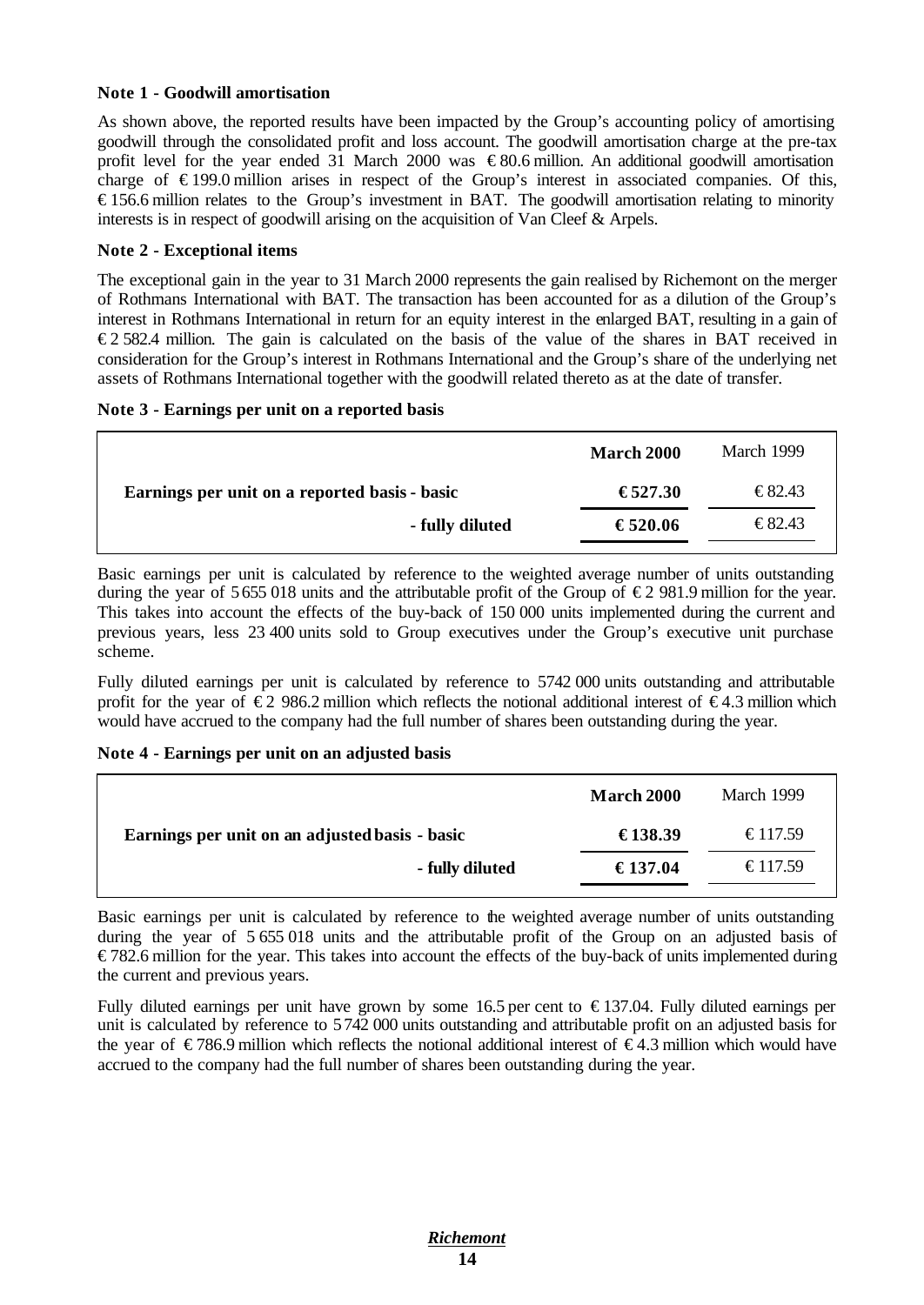**Note 1 - Goodwill amortisation**

As shown above, the reported results have been impacted by the Group's accounting policy of amortising goodwill through the consolidated profit and loss account. The goodwill amortisation charge at the pre-tax profit level for the year ended 31 March 2000 was € 80.6 million. An additional goodwill amortisation charge of € 199.0 million arises in respect of the Group's interest in associated companies. Of this, € 156.6 million relates to the Group's investment in BAT. The goodwill amortisation relating to minority interests is in respect of goodwill arising on the acquisition of Van Cleef & Arpels.

**Note 2 - Exceptional items**

The exceptional gain in the year to 31 March 2000 represents the gain realised by Richemont on the merger of Rothmans International with BAT. The transaction has been accounted for as a dilution of the Group's interest in Rothmans International in return for an equity interest in the enlarged BAT, resulting in a gain of € 2 582.4 million. The gain is calculated on the basis of the value of the shares in BAT received in consideration for the Group's interest in Rothmans International and the Group's share of the underlying net assets of Rothmans International together with the goodwill related thereto as at the date of transfer.

**Note 3 - Earnings per unit on a reported basis**

| | **March 2000** | March 1999 |
|---|---|---|
| **Earnings per unit on a reported basis - basic** | **€ 527.30** | € 82.43 |
| **- fully diluted** | **€ 520.06** | € 82.43 |

Basic earnings per unit is calculated by reference to the weighted average number of units outstanding during the year of 5 655 018 units and the attributable profit of the Group of € 2 981.9 million for the year. This takes into account the effects of the buy-back of 150 000 units implemented during the current and previous years, less 23 400 units sold to Group executives under the Group's executive unit purchase scheme.

Fully diluted earnings per unit is calculated by reference to 5742 000 units outstanding and attributable profit for the year of € 2 986.2 million which reflects the notional additional interest of € 4.3 million which would have accrued to the company had the full number of shares been outstanding during the year.

**Note 4 - Earnings per unit on an adjusted basis**

| | **March 2000** | March 1999 |
|---|---|---|
| **Earnings per unit on an adjusted basis - basic** | **€ 138.39** | € 117.59 |
| **- fully diluted** | **€ 137.04** | € 117.59 |

Basic earnings per unit is calculated by reference to the weighted average number of units outstanding during the year of 5 655 018 units and the attributable profit of the Group on an adjusted basis of € 782.6 million for the year. This takes into account the effects of the buy-back of units implemented during the current and previous years.

Fully diluted earnings per unit have grown by some 16.5 per cent to € 137.04. Fully diluted earnings per unit is calculated by reference to 5 742 000 units outstanding and attributable profit on an adjusted basis for the year of € 786.9 million which reflects the notional additional interest of € 4.3 million which would have accrued to the company had the full number of shares been outstanding during the year.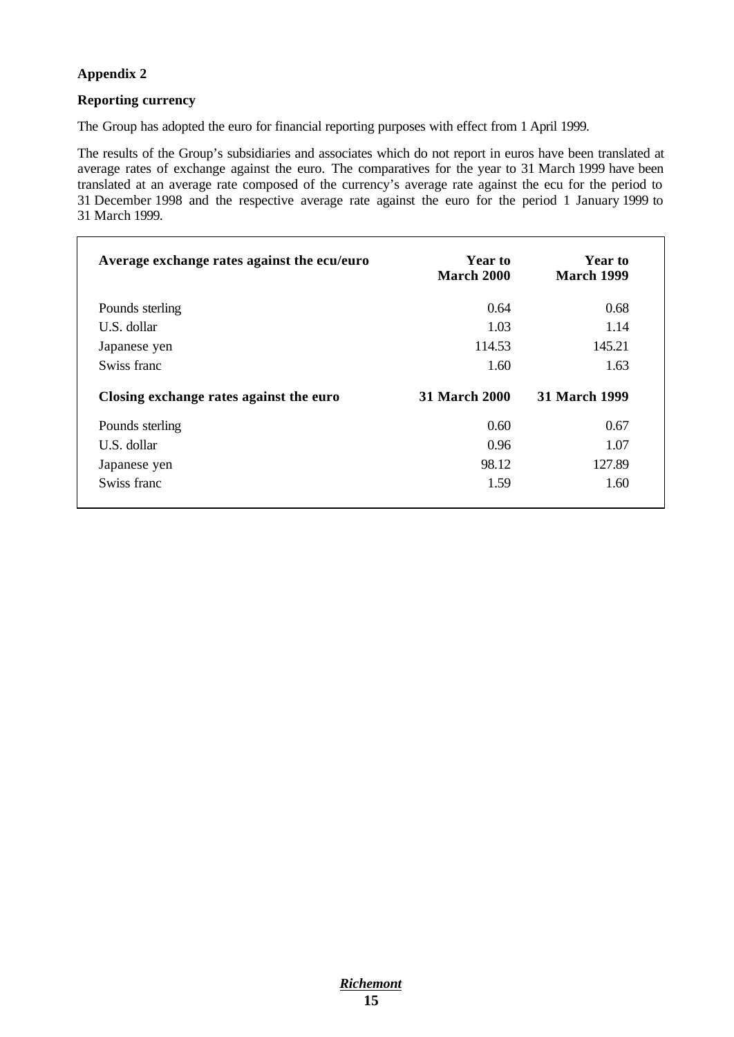**Appendix 2**

**Reporting currency**

The Group has adopted the euro for financial reporting purposes with effect from 1 April 1999.

The results of the Group's subsidiaries and associates which do not report in euros have been translated at average rates of exchange against the euro. The comparatives for the year to 31 March 1999 have been translated at an average rate composed of the currency's average rate against the ecu for the period to 31 December 1998 and the respective average rate against the euro for the period 1 January 1999 to 31 March 1999.

| **Average exchange rates against the ecu/euro** | **Year to March 2000** | **Year to March 1999** |
|---|---|---|
| Pounds sterling | 0.64 | 0.68 |
| U.S. dollar | 1.03 | 1.14 |
| Japanese yen | 114.53 | 145.21 |
| Swiss franc | 1.60 | 1.63 |
| **Closing exchange rates against the euro** | **31 March 2000** | **31 March 1999** |
| Pounds sterling | 0.60 | 0.67 |
| U.S. dollar | 0.96 | 1.07 |
| Japanese yen | 98.12 | 127.89 |
| Swiss franc | 1.59 | 1.60 |